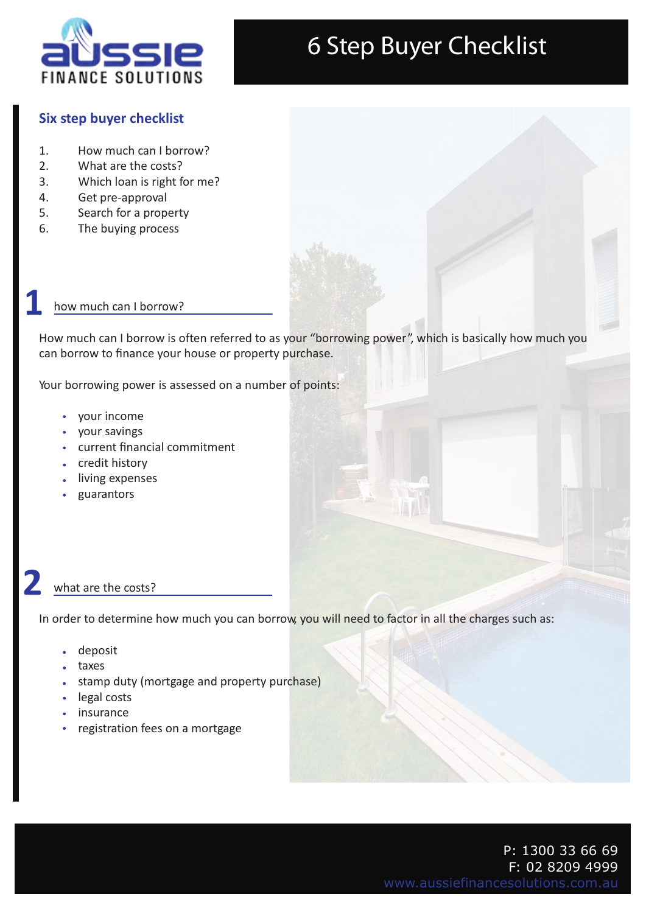# 6 Step Buyer Checklist

## Six step buyer checklist

1. How much can I borrow?
2. What are the costs?
3. Which loan is right for me?
4. Get pre-approval
5. Search for a property
6. The buying process

## 1 how much can I borrow?

How much can I borrow is often referred to as your "borrowing power", which is basically how much you can borrow to finance your house or property purchase.

Your borrowing power is assessed on a number of points:

- your income
- your savings
- current financial commitment
- credit history
- living expenses
- guarantors

## 2 what are the costs?

In order to determine how much you can borrow, you will need to factor in all the charges such as:

- deposit
- taxes
- stamp duty (mortgage and property purchase)
- legal costs
- insurance
- registration fees on a mortgage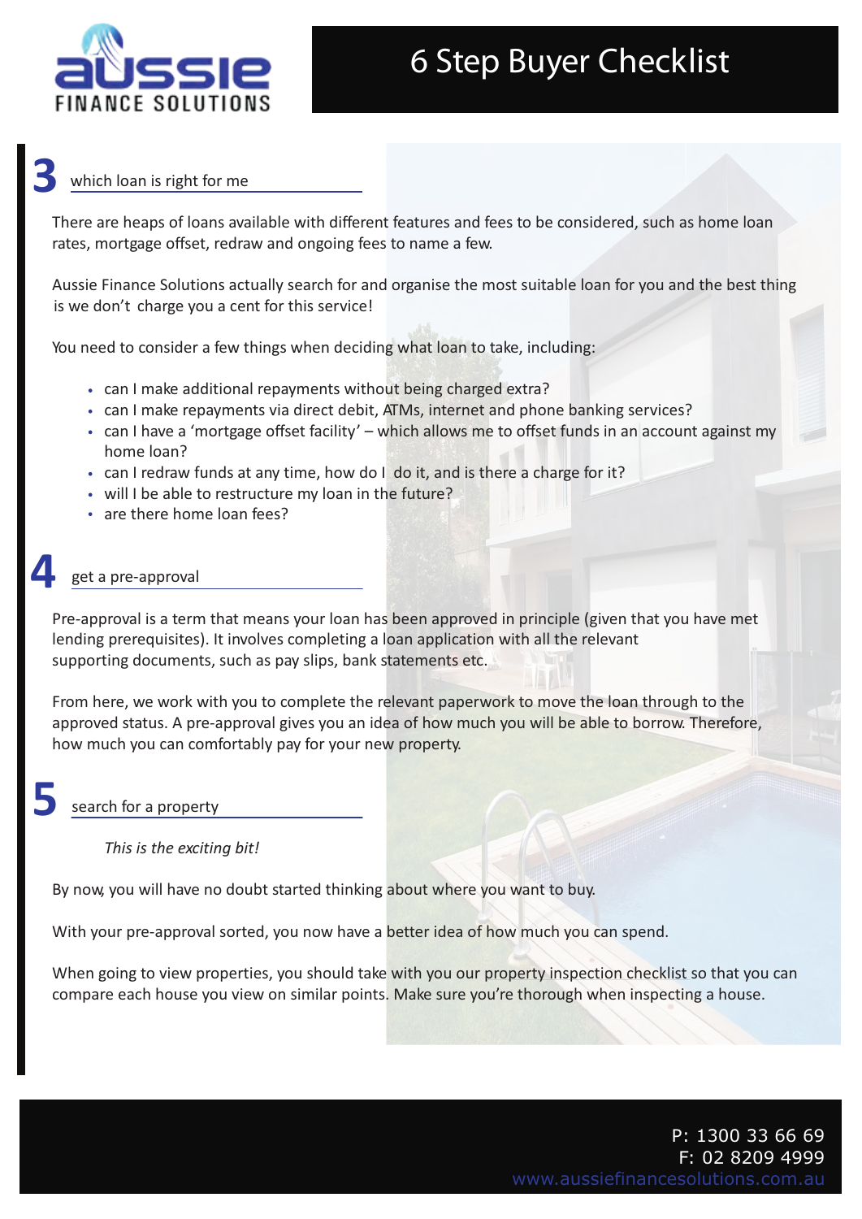# 6 Step Buyer Checklist

## 3 which loan is right for me

There are heaps of loans available with different features and fees to be considered, such as home loan rates, mortgage offset, redraw and ongoing fees to name a few.

Aussie Finance Solutions actually search for and organise the most suitable loan for you and the best thing is we don't charge you a cent for this service!

You need to consider a few things when deciding what loan to take, including:

- can I make additional repayments without being charged extra?
- can I make repayments via direct debit, ATMs, internet and phone banking services?
- can I have a 'mortgage offset facility' – which allows me to offset funds in an account against my home loan?
- can I redraw funds at any time, how do I do it, and is there a charge for it?
- will I be able to restructure my loan in the future?
- are there home loan fees?

## 4 get a pre-approval

Pre-approval is a term that means your loan has been approved in principle (given that you have met lending prerequisites). It involves completing a loan application with all the relevant supporting documents, such as pay slips, bank statements etc.

From here, we work with you to complete the relevant paperwork to move the loan through to the approved status. A pre-approval gives you an idea of how much you will be able to borrow. Therefore, how much you can comfortably pay for your new property.

## 5 search for a property

*This is the exciting bit!*

By now, you will have no doubt started thinking about where you want to buy.

With your pre-approval sorted, you now have a better idea of how much you can spend.

When going to view properties, you should take with you our property inspection checklist so that you can compare each house you view on similar points. Make sure you're thorough when inspecting a house.

P: 1300 33 66 69
F: 02 8209 4999
www.aussiefinancesolutions.com.au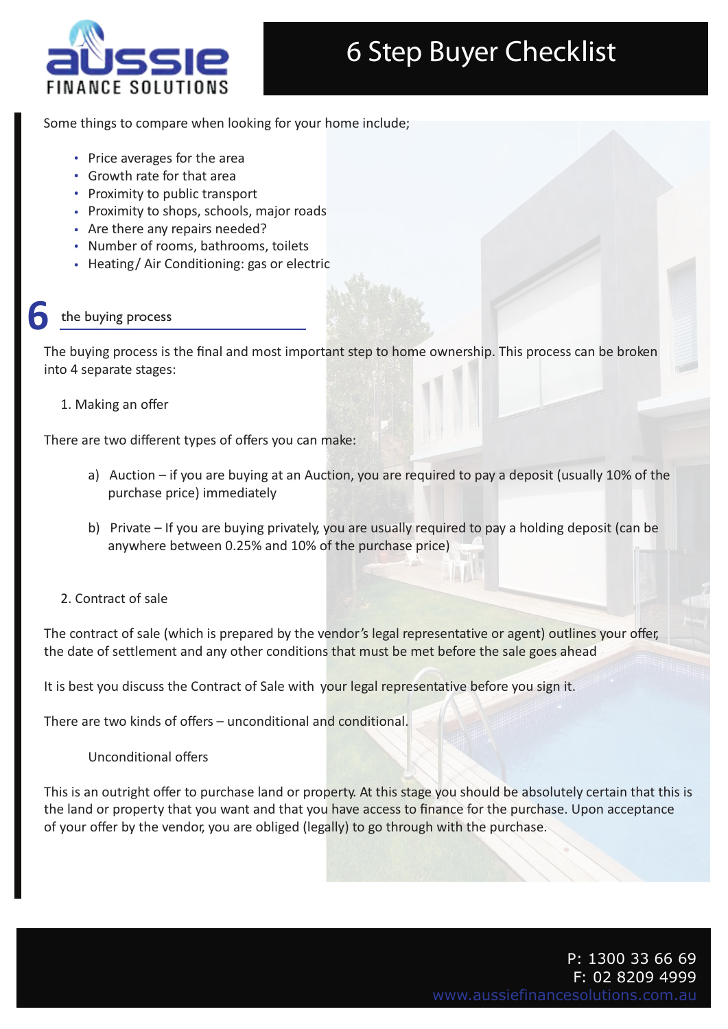Some things to compare when looking for your home include;

- Price averages for the area
- Growth rate for that area
- Proximity to public transport
- Proximity to shops, schools, major roads
- Are there any repairs needed?
- Number of rooms, bathrooms, toilets
- Heating/ Air Conditioning: gas or electric

## 6 the buying process

The buying process is the final and most important step to home ownership. This process can be broken into 4 separate stages:

1. Making an offer

There are two different types of offers you can make:

a) Auction – if you are buying at an Auction, you are required to pay a deposit (usually 10% of the purchase price) immediately

b) Private – If you are buying privately, you are usually required to pay a holding deposit (can be anywhere between 0.25% and 10% of the purchase price)

2. Contract of sale

The contract of sale (which is prepared by the vendor's legal representative or agent) outlines your offer, the date of settlement and any other conditions that must be met before the sale goes ahead

It is best you discuss the Contract of Sale with your legal representative before you sign it.

There are two kinds of offers – unconditional and conditional.

Unconditional offers

This is an outright offer to purchase land or property. At this stage you should be absolutely certain that this is the land or property that you want and that you have access to finance for the purchase. Upon acceptance of your offer by the vendor, you are obliged (legally) to go through with the purchase.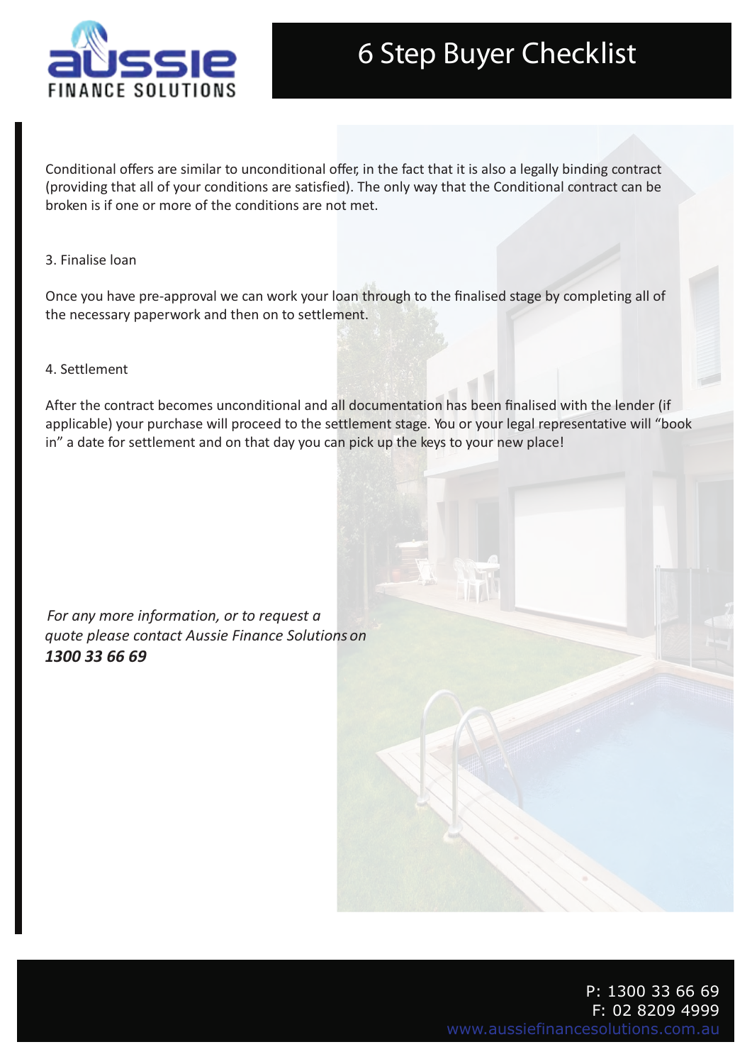Conditional offers are similar to unconditional offer, in the fact that it is also a legally binding contract (providing that all of your conditions are satisfied). The only way that the Conditional contract can be broken is if one or more of the conditions are not met.

3. Finalise loan

Once you have pre-approval we can work your loan through to the finalised stage by completing all of the necessary paperwork and then on to settlement.

4. Settlement

After the contract becomes unconditional and all documentation has been finalised with the lender (if applicable) your purchase will proceed to the settlement stage. You or your legal representative will "book in" a date for settlement and on that day you can pick up the keys to your new place!

*For any more information, or to request a quote please contact Aussie Finance Solutions on* ***1300 33 66 69***

P: 1300 33 66 69
F: 02 8209 4999
www.aussiefinancesolutions.com.au